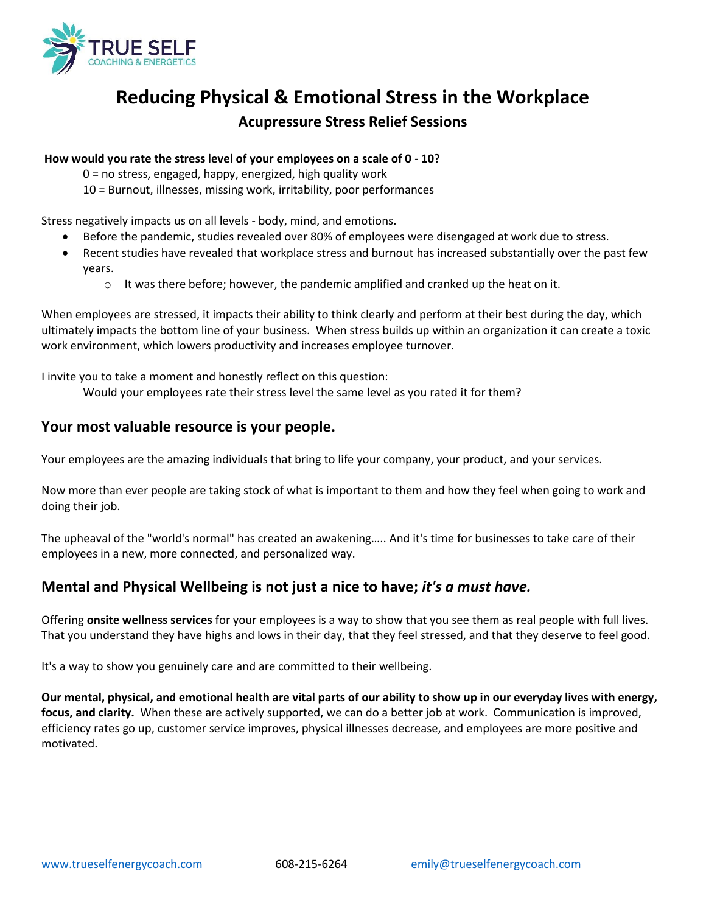TRUE SELF
COACHING & ENERGETICS

# Reducing Physical & Emotional Stress in the Workplace

### Acupressure Stress Relief Sessions

**How would you rate the stress level of your employees on a scale of 0 - 10?**

0 = no stress, engaged, happy, energized, high quality work
10 = Burnout, illnesses, missing work, irritability, poor performances

Stress negatively impacts us on all levels - body, mind, and emotions.

- Before the pandemic, studies revealed over 80% of employees were disengaged at work due to stress.
- Recent studies have revealed that workplace stress and burnout has increased substantially over the past few years.
  - It was there before; however, the pandemic amplified and cranked up the heat on it.

When employees are stressed, it impacts their ability to think clearly and perform at their best during the day, which ultimately impacts the bottom line of your business. When stress builds up within an organization it can create a toxic work environment, which lowers productivity and increases employee turnover.

I invite you to take a moment and honestly reflect on this question:

Would your employees rate their stress level the same level as you rated it for them?

## Your most valuable resource is your people.

Your employees are the amazing individuals that bring to life your company, your product, and your services.

Now more than ever people are taking stock of what is important to them and how they feel when going to work and doing their job.

The upheaval of the "world's normal" has created an awakening….. And it's time for businesses to take care of their employees in a new, more connected, and personalized way.

## Mental and Physical Wellbeing is not just a nice to have; *it's a must have.*

Offering **onsite wellness services** for your employees is a way to show that you see them as real people with full lives. That you understand they have highs and lows in their day, that they feel stressed, and that they deserve to feel good.

It's a way to show you genuinely care and are committed to their wellbeing.

**Our mental, physical, and emotional health are vital parts of our ability to show up in our everyday lives with energy, focus, and clarity.** When these are actively supported, we can do a better job at work. Communication is improved, efficiency rates go up, customer service improves, physical illnesses decrease, and employees are more positive and motivated.

www.trueselfenergycoach.com 608-215-6264 emily@trueselfenergycoach.com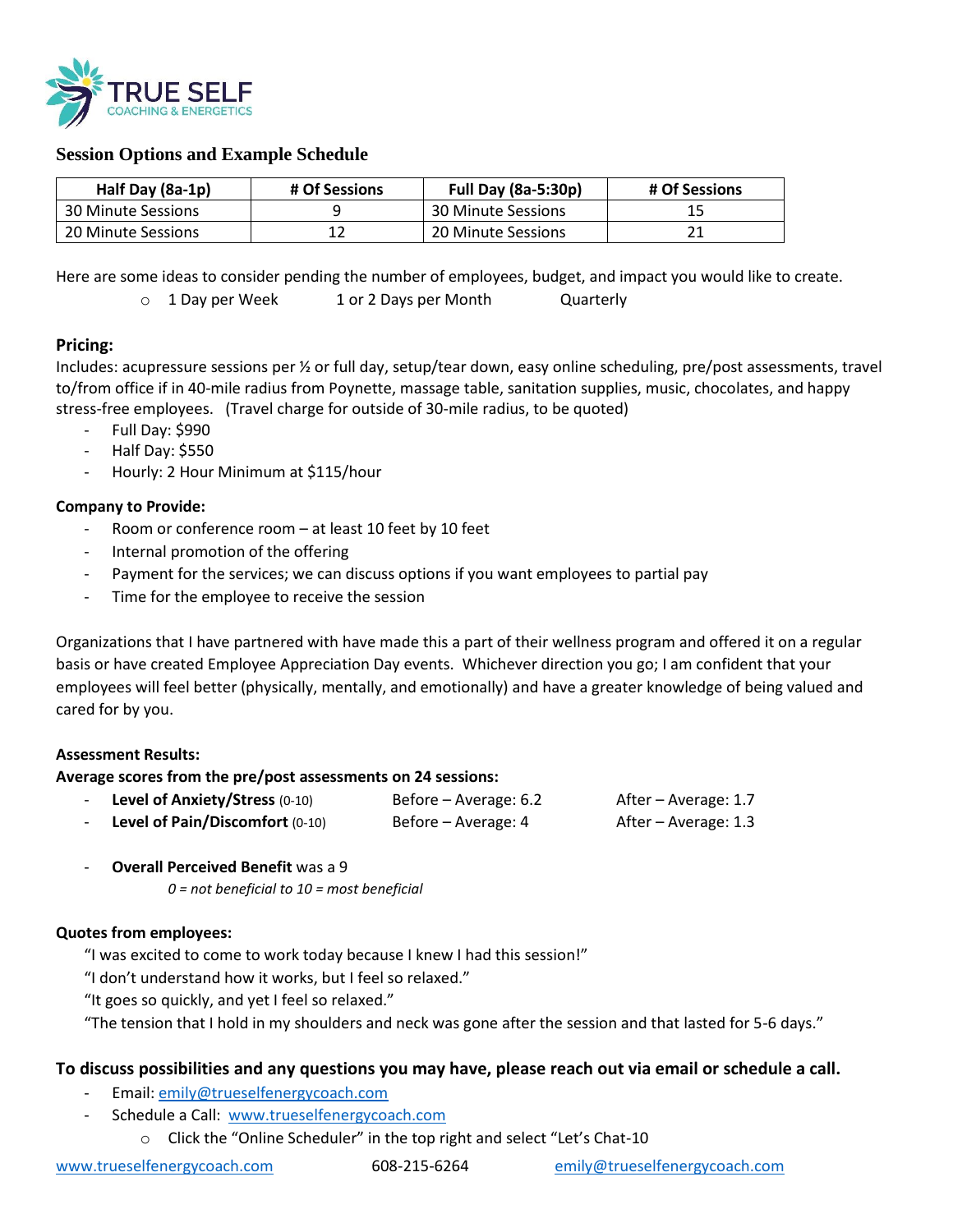TRUE SELF
COACHING & ENERGETICS

## Session Options and Example Schedule

| Half Day (8a-1p) | # Of Sessions | Full Day (8a-5:30p) | # Of Sessions |
|---|---|---|---|
| 30 Minute Sessions | 9 | 30 Minute Sessions | 15 |
| 20 Minute Sessions | 12 | 20 Minute Sessions | 21 |

Here are some ideas to consider pending the number of employees, budget, and impact you would like to create.

- 1 Day per Week  1 or 2 Days per Month  Quarterly

**Pricing:**

Includes: acupressure sessions per ½ or full day, setup/tear down, easy online scheduling, pre/post assessments, travel to/from office if in 40-mile radius from Poynette, massage table, sanitation supplies, music, chocolates, and happy stress-free employees. (Travel charge for outside of 30-mile radius, to be quoted)

- Full Day: $990
- Half Day: $550
- Hourly: 2 Hour Minimum at $115/hour

**Company to Provide:**

- Room or conference room – at least 10 feet by 10 feet
- Internal promotion of the offering
- Payment for the services; we can discuss options if you want employees to partial pay
- Time for the employee to receive the session

Organizations that I have partnered with have made this a part of their wellness program and offered it on a regular basis or have created Employee Appreciation Day events. Whichever direction you go; I am confident that your employees will feel better (physically, mentally, and emotionally) and have a greater knowledge of being valued and cared for by you.

**Assessment Results:**

**Average scores from the pre/post assessments on 24 sessions:**

- **Level of Anxiety/Stress** (0-10) Before – Average: 6.2 After – Average: 1.7
- **Level of Pain/Discomfort** (0-10) Before – Average: 4 After – Average: 1.3

- **Overall Perceived Benefit** was a 9
  *0 = not beneficial to 10 = most beneficial*

**Quotes from employees:**

"I was excited to come to work today because I knew I had this session!"

"I don't understand how it works, but I feel so relaxed."

"It goes so quickly, and yet I feel so relaxed."

"The tension that I hold in my shoulders and neck was gone after the session and that lasted for 5-6 days."

**To discuss possibilities and any questions you may have, please reach out via email or schedule a call.**

- Email: emily@trueselfenergycoach.com
- Schedule a Call: www.trueselfenergycoach.com
  - Click the "Online Scheduler" in the top right and select "Let's Chat-10

www.trueselfenergycoach.com 608-215-6264 emily@trueselfenergycoach.com